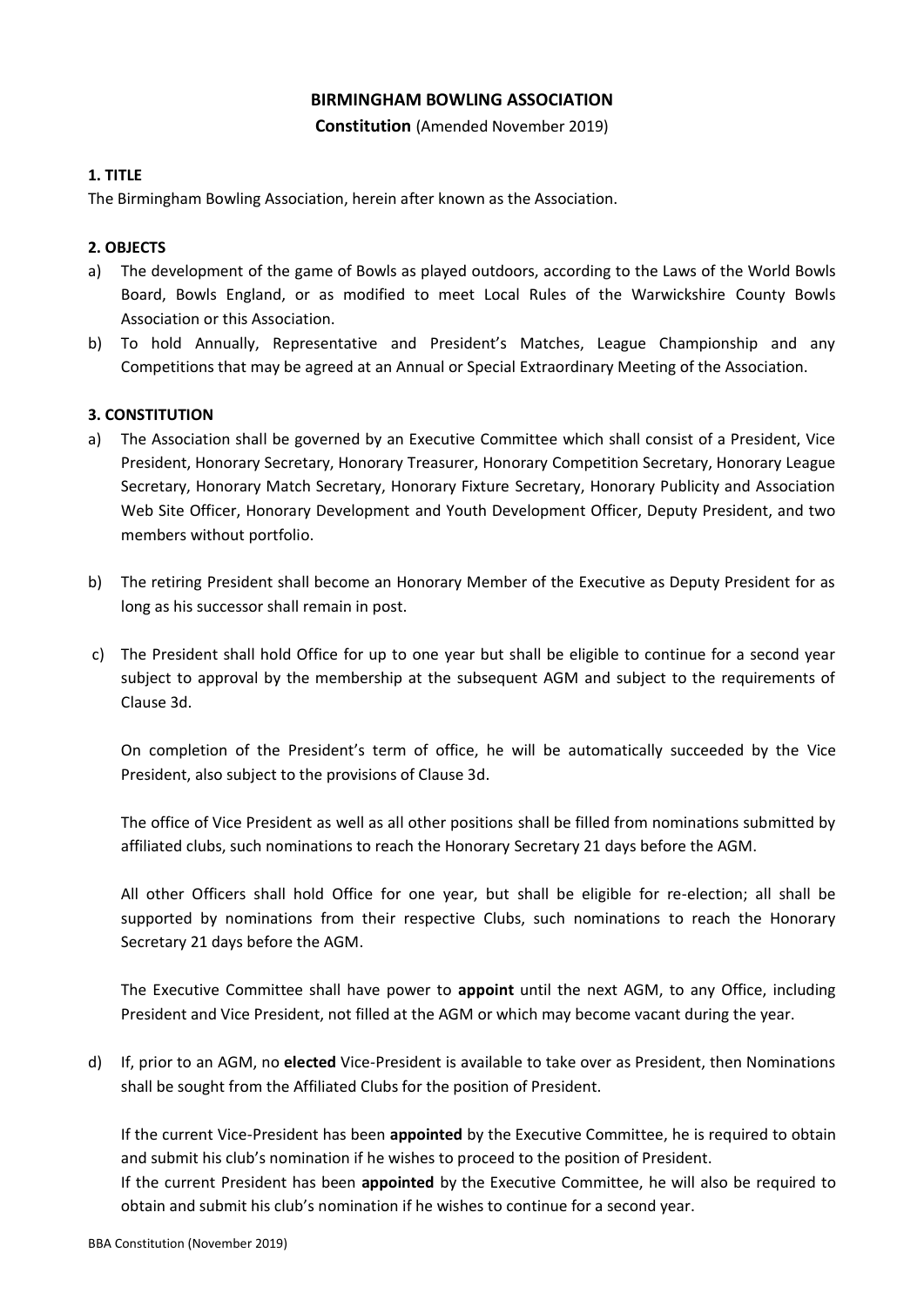# BIRMINGHAM BOWLING ASSOCIATION

**Constitution** (Amended November 2019)

### 1. TITLE

The Birmingham Bowling Association, herein after known as the Association.

### 2. OBJECTS

a) The development of the game of Bowls as played outdoors, according to the Laws of the World Bowls Board, Bowls England, or as modified to meet Local Rules of the Warwickshire County Bowls Association or this Association.

b) To hold Annually, Representative and President's Matches, League Championship and any Competitions that may be agreed at an Annual or Special Extraordinary Meeting of the Association.

### 3. CONSTITUTION

a) The Association shall be governed by an Executive Committee which shall consist of a President, Vice President, Honorary Secretary, Honorary Treasurer, Honorary Competition Secretary, Honorary League Secretary, Honorary Match Secretary, Honorary Fixture Secretary, Honorary Publicity and Association Web Site Officer, Honorary Development and Youth Development Officer, Deputy President, and two members without portfolio.

b) The retiring President shall become an Honorary Member of the Executive as Deputy President for as long as his successor shall remain in post.

c) The President shall hold Office for up to one year but shall be eligible to continue for a second year subject to approval by the membership at the subsequent AGM and subject to the requirements of Clause 3d.

On completion of the President's term of office, he will be automatically succeeded by the Vice President, also subject to the provisions of Clause 3d.

The office of Vice President as well as all other positions shall be filled from nominations submitted by affiliated clubs, such nominations to reach the Honorary Secretary 21 days before the AGM.

All other Officers shall hold Office for one year, but shall be eligible for re-election; all shall be supported by nominations from their respective Clubs, such nominations to reach the Honorary Secretary 21 days before the AGM.

The Executive Committee shall have power to **appoint** until the next AGM, to any Office, including President and Vice President, not filled at the AGM or which may become vacant during the year.

d) If, prior to an AGM, no **elected** Vice-President is available to take over as President, then Nominations shall be sought from the Affiliated Clubs for the position of President.

If the current Vice-President has been **appointed** by the Executive Committee, he is required to obtain and submit his club's nomination if he wishes to proceed to the position of President.
If the current President has been **appointed** by the Executive Committee, he will also be required to obtain and submit his club's nomination if he wishes to continue for a second year.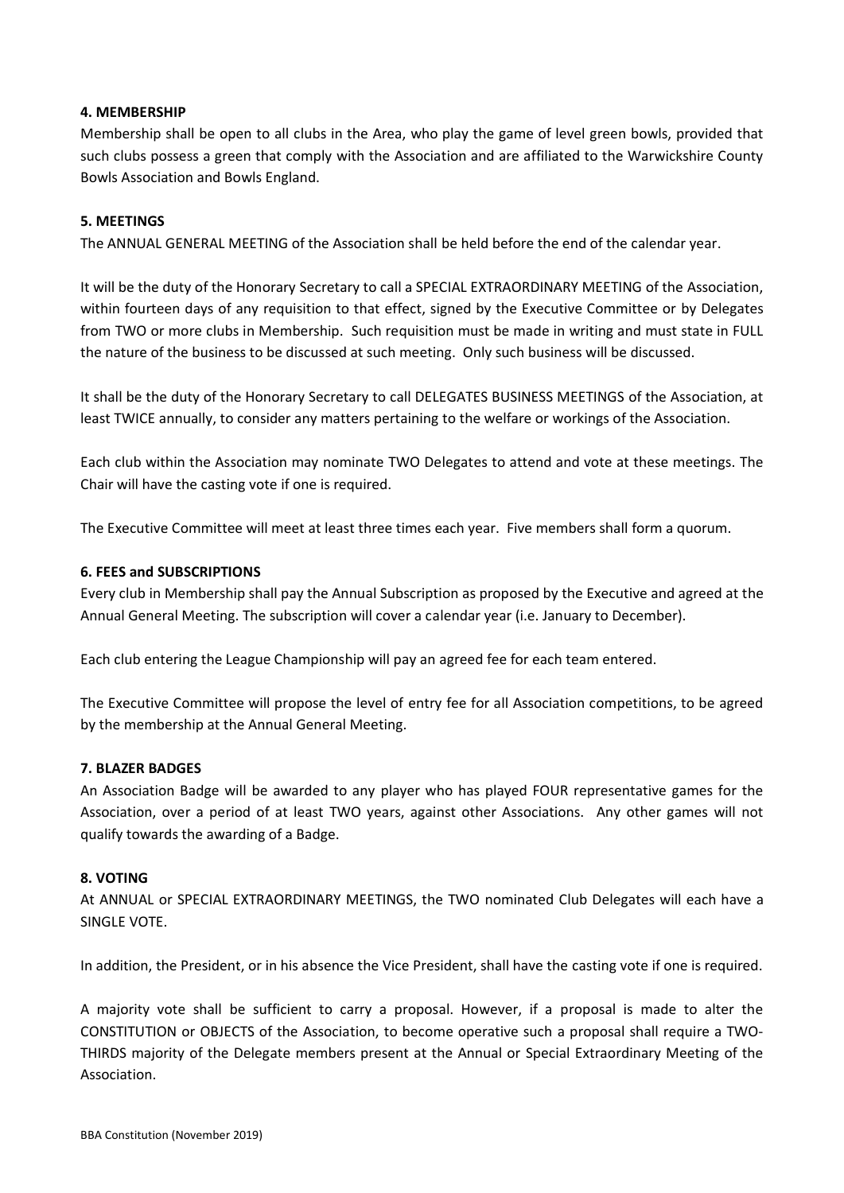**4. MEMBERSHIP**

Membership shall be open to all clubs in the Area, who play the game of level green bowls, provided that such clubs possess a green that comply with the Association and are affiliated to the Warwickshire County Bowls Association and Bowls England.

**5. MEETINGS**

The ANNUAL GENERAL MEETING of the Association shall be held before the end of the calendar year.

It will be the duty of the Honorary Secretary to call a SPECIAL EXTRAORDINARY MEETING of the Association, within fourteen days of any requisition to that effect, signed by the Executive Committee or by Delegates from TWO or more clubs in Membership. Such requisition must be made in writing and must state in FULL the nature of the business to be discussed at such meeting. Only such business will be discussed.

It shall be the duty of the Honorary Secretary to call DELEGATES BUSINESS MEETINGS of the Association, at least TWICE annually, to consider any matters pertaining to the welfare or workings of the Association.

Each club within the Association may nominate TWO Delegates to attend and vote at these meetings. The Chair will have the casting vote if one is required.

The Executive Committee will meet at least three times each year. Five members shall form a quorum.

**6. FEES and SUBSCRIPTIONS**

Every club in Membership shall pay the Annual Subscription as proposed by the Executive and agreed at the Annual General Meeting. The subscription will cover a calendar year (i.e. January to December).

Each club entering the League Championship will pay an agreed fee for each team entered.

The Executive Committee will propose the level of entry fee for all Association competitions, to be agreed by the membership at the Annual General Meeting.

**7. BLAZER BADGES**

An Association Badge will be awarded to any player who has played FOUR representative games for the Association, over a period of at least TWO years, against other Associations. Any other games will not qualify towards the awarding of a Badge.

**8. VOTING**

At ANNUAL or SPECIAL EXTRAORDINARY MEETINGS, the TWO nominated Club Delegates will each have a SINGLE VOTE.

In addition, the President, or in his absence the Vice President, shall have the casting vote if one is required.

A majority vote shall be sufficient to carry a proposal. However, if a proposal is made to alter the CONSTITUTION or OBJECTS of the Association, to become operative such a proposal shall require a TWO-THIRDS majority of the Delegate members present at the Annual or Special Extraordinary Meeting of the Association.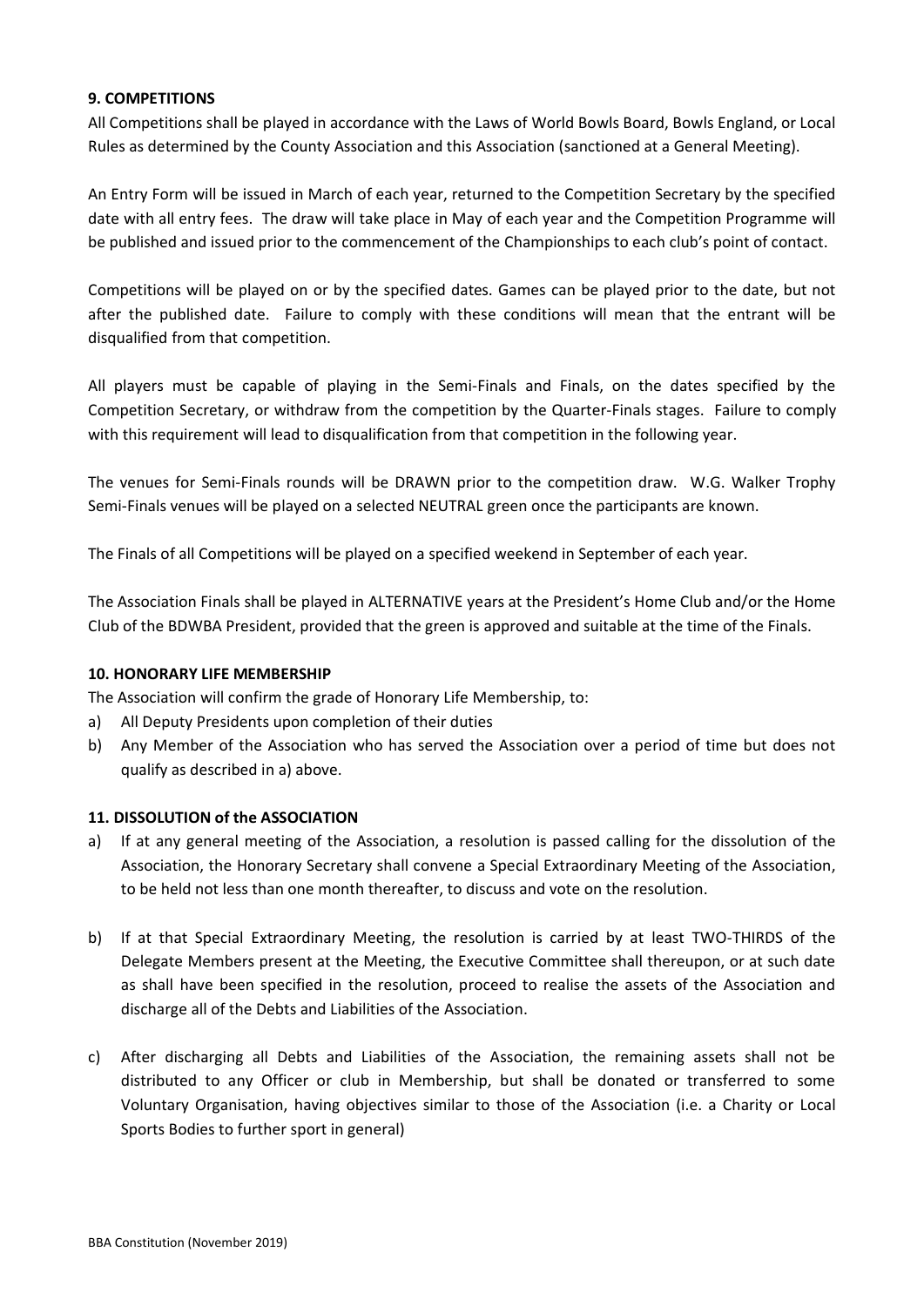**9. COMPETITIONS**

All Competitions shall be played in accordance with the Laws of World Bowls Board, Bowls England, or Local Rules as determined by the County Association and this Association (sanctioned at a General Meeting).

An Entry Form will be issued in March of each year, returned to the Competition Secretary by the specified date with all entry fees. The draw will take place in May of each year and the Competition Programme will be published and issued prior to the commencement of the Championships to each club's point of contact.

Competitions will be played on or by the specified dates. Games can be played prior to the date, but not after the published date. Failure to comply with these conditions will mean that the entrant will be disqualified from that competition.

All players must be capable of playing in the Semi-Finals and Finals, on the dates specified by the Competition Secretary, or withdraw from the competition by the Quarter-Finals stages. Failure to comply with this requirement will lead to disqualification from that competition in the following year.

The venues for Semi-Finals rounds will be DRAWN prior to the competition draw. W.G. Walker Trophy Semi-Finals venues will be played on a selected NEUTRAL green once the participants are known.

The Finals of all Competitions will be played on a specified weekend in September of each year.

The Association Finals shall be played in ALTERNATIVE years at the President's Home Club and/or the Home Club of the BDWBA President, provided that the green is approved and suitable at the time of the Finals.

**10. HONORARY LIFE MEMBERSHIP**

The Association will confirm the grade of Honorary Life Membership, to:

a) All Deputy Presidents upon completion of their duties
b) Any Member of the Association who has served the Association over a period of time but does not qualify as described in a) above.

**11. DISSOLUTION of the ASSOCIATION**

a) If at any general meeting of the Association, a resolution is passed calling for the dissolution of the Association, the Honorary Secretary shall convene a Special Extraordinary Meeting of the Association, to be held not less than one month thereafter, to discuss and vote on the resolution.

b) If at that Special Extraordinary Meeting, the resolution is carried by at least TWO-THIRDS of the Delegate Members present at the Meeting, the Executive Committee shall thereupon, or at such date as shall have been specified in the resolution, proceed to realise the assets of the Association and discharge all of the Debts and Liabilities of the Association.

c) After discharging all Debts and Liabilities of the Association, the remaining assets shall not be distributed to any Officer or club in Membership, but shall be donated or transferred to some Voluntary Organisation, having objectives similar to those of the Association (i.e. a Charity or Local Sports Bodies to further sport in general)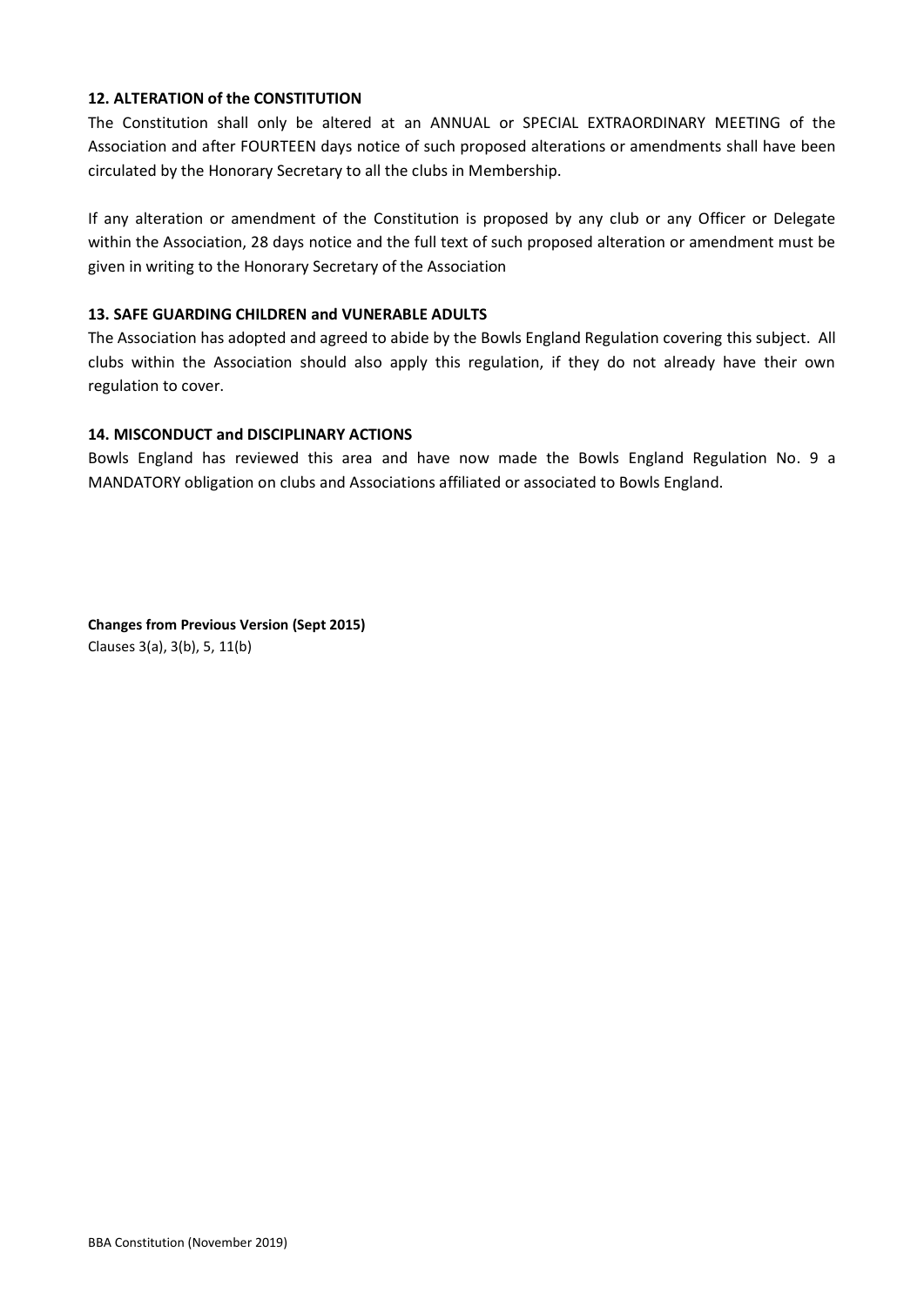### 12. ALTERATION of the CONSTITUTION

The Constitution shall only be altered at an ANNUAL or SPECIAL EXTRAORDINARY MEETING of the Association and after FOURTEEN days notice of such proposed alterations or amendments shall have been circulated by the Honorary Secretary to all the clubs in Membership.

If any alteration or amendment of the Constitution is proposed by any club or any Officer or Delegate within the Association, 28 days notice and the full text of such proposed alteration or amendment must be given in writing to the Honorary Secretary of the Association

### 13. SAFE GUARDING CHILDREN and VUNERABLE ADULTS

The Association has adopted and agreed to abide by the Bowls England Regulation covering this subject. All clubs within the Association should also apply this regulation, if they do not already have their own regulation to cover.

### 14. MISCONDUCT and DISCIPLINARY ACTIONS

Bowls England has reviewed this area and have now made the Bowls England Regulation No. 9 a MANDATORY obligation on clubs and Associations affiliated or associated to Bowls England.

**Changes from Previous Version (Sept 2015)**
Clauses 3(a), 3(b), 5, 11(b)